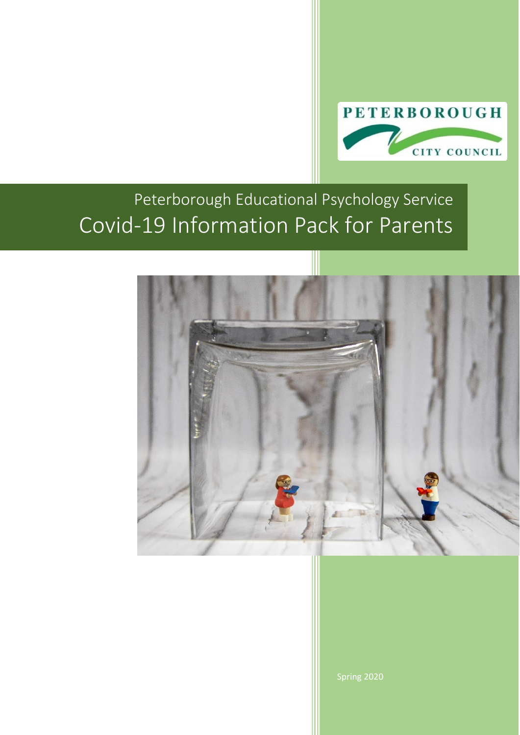PETERBOROUGH CITY COUNCIL

Peterborough Educational Psychology Service

# Covid-19 Information Pack for Parents

Spring 2020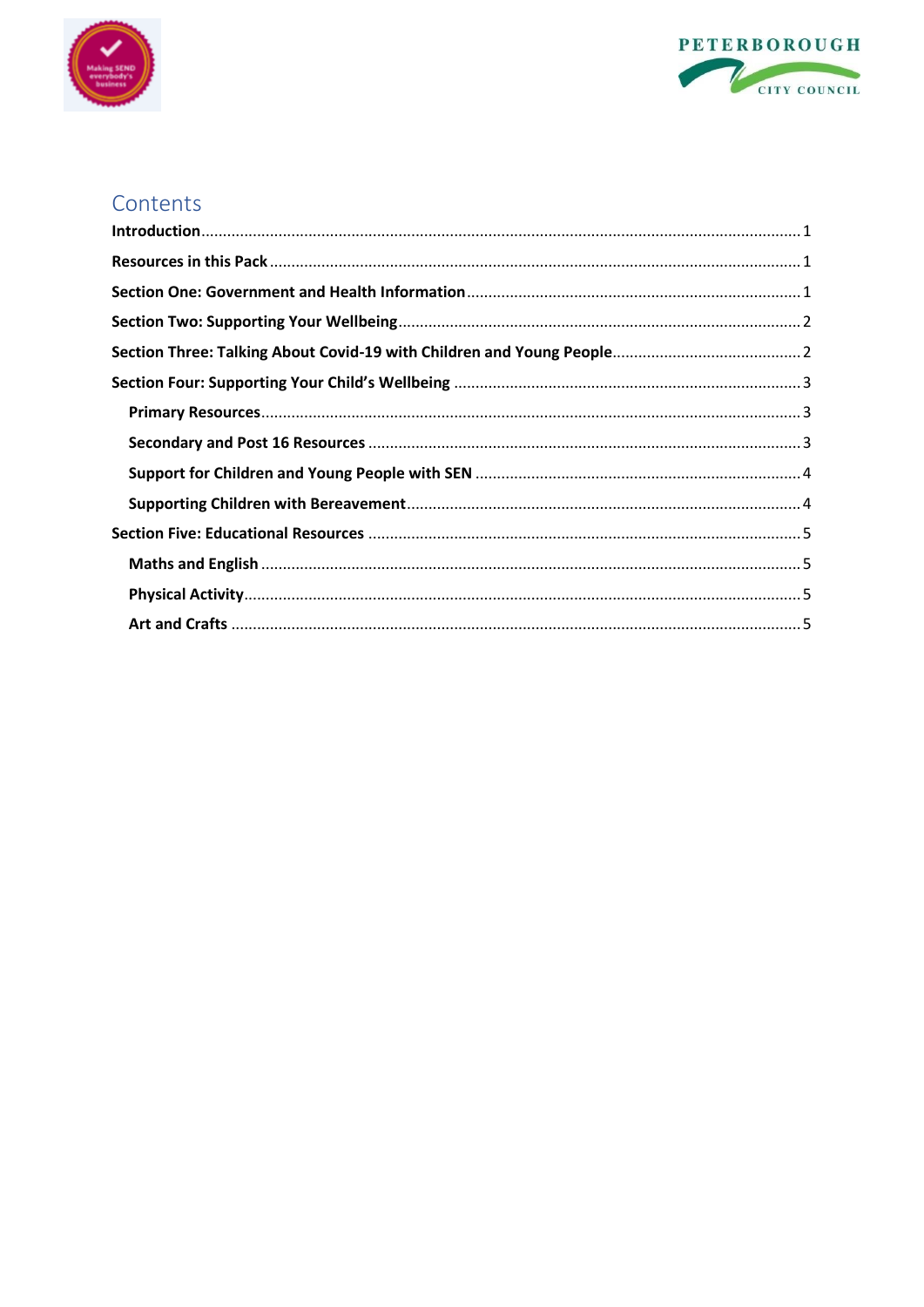# Contents

**Introduction** .......... 1

**Resources in this Pack** .......... 1

**Section One: Government and Health Information** .......... 1

**Section Two: Supporting Your Wellbeing** .......... 2

**Section Three: Talking About Covid-19 with Children and Young People** .......... 2

**Section Four: Supporting Your Child's Wellbeing** .......... 3

- **Primary Resources** .......... 3
- **Secondary and Post 16 Resources** .......... 3
- **Support for Children and Young People with SEN** .......... 4
- **Supporting Children with Bereavement** .......... 4

**Section Five: Educational Resources** .......... 5

- **Maths and English** .......... 5
- **Physical Activity** .......... 5
- **Art and Crafts** .......... 5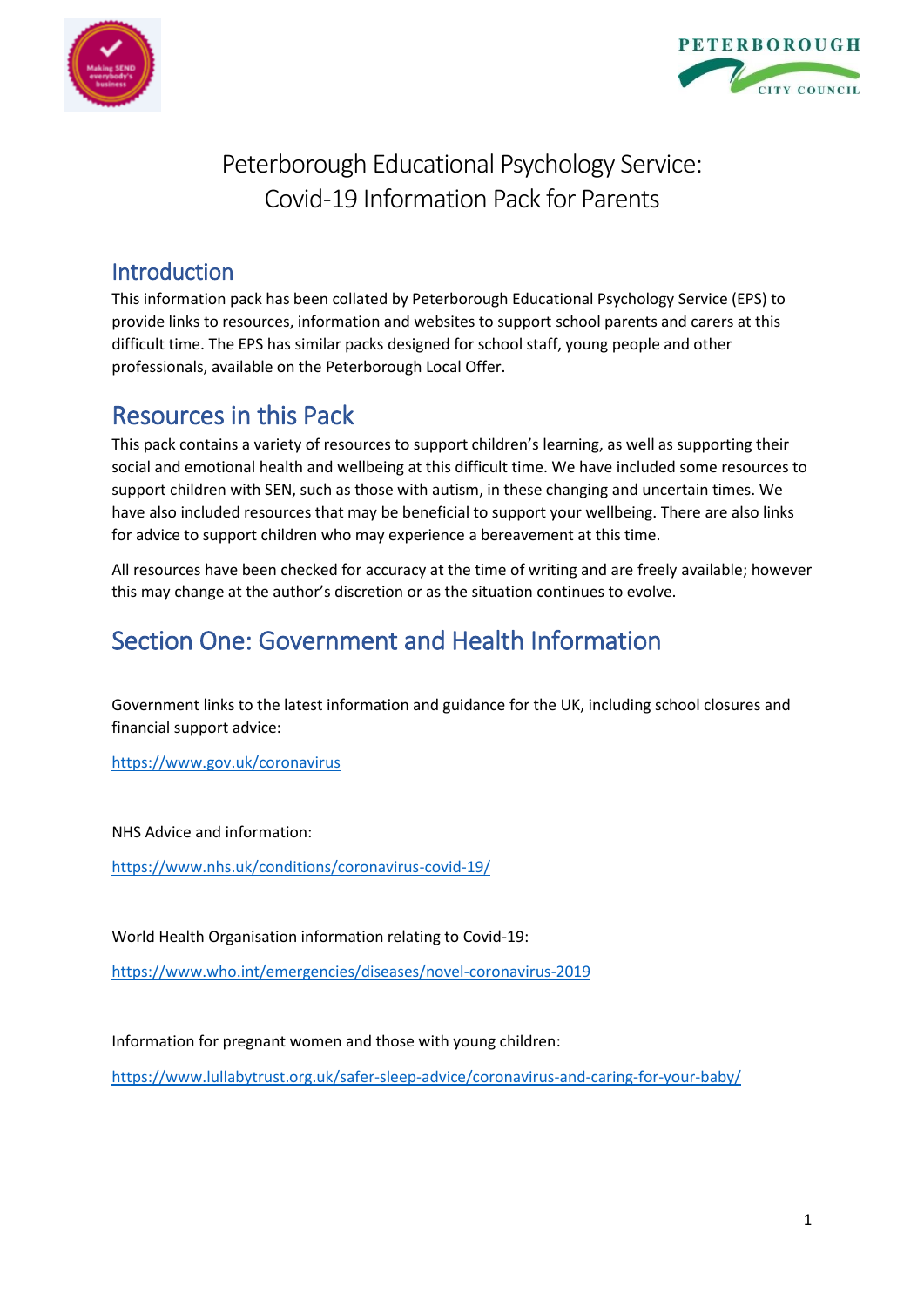# Peterborough Educational Psychology Service: Covid-19 Information Pack for Parents

## Introduction

This information pack has been collated by Peterborough Educational Psychology Service (EPS) to provide links to resources, information and websites to support school parents and carers at this difficult time. The EPS has similar packs designed for school staff, young people and other professionals, available on the Peterborough Local Offer.

## Resources in this Pack

This pack contains a variety of resources to support children's learning, as well as supporting their social and emotional health and wellbeing at this difficult time. We have included some resources to support children with SEN, such as those with autism, in these changing and uncertain times. We have also included resources that may be beneficial to support your wellbeing. There are also links for advice to support children who may experience a bereavement at this time.

All resources have been checked for accuracy at the time of writing and are freely available; however this may change at the author's discretion or as the situation continues to evolve.

## Section One: Government and Health Information

Government links to the latest information and guidance for the UK, including school closures and financial support advice:

https://www.gov.uk/coronavirus

NHS Advice and information:

https://www.nhs.uk/conditions/coronavirus-covid-19/

World Health Organisation information relating to Covid-19:

https://www.who.int/emergencies/diseases/novel-coronavirus-2019

Information for pregnant women and those with young children:

https://www.lullabytrust.org.uk/safer-sleep-advice/coronavirus-and-caring-for-your-baby/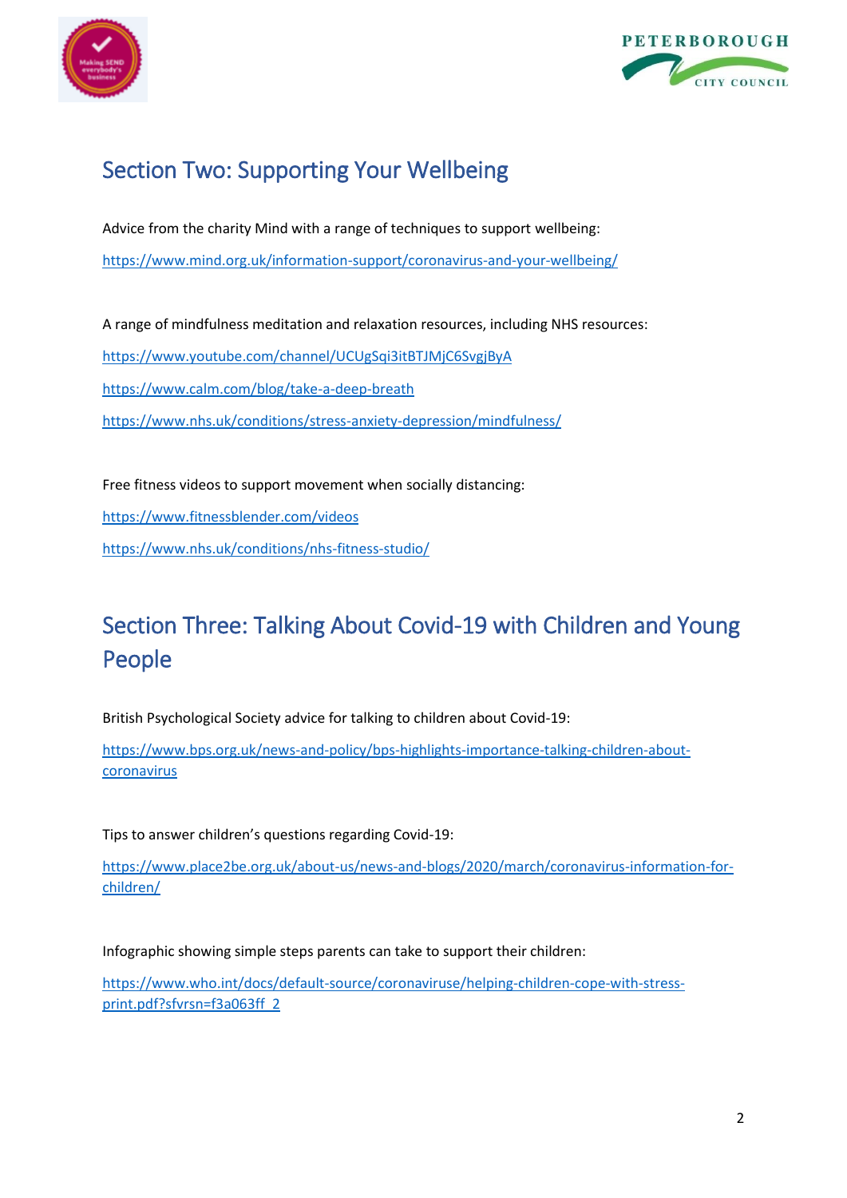## Section Two: Supporting Your Wellbeing

Advice from the charity Mind with a range of techniques to support wellbeing:

https://www.mind.org.uk/information-support/coronavirus-and-your-wellbeing/

A range of mindfulness meditation and relaxation resources, including NHS resources:

https://www.youtube.com/channel/UCUgSqi3itBTJMjC6SvgjByA

https://www.calm.com/blog/take-a-deep-breath

https://www.nhs.uk/conditions/stress-anxiety-depression/mindfulness/

Free fitness videos to support movement when socially distancing:

https://www.fitnessblender.com/videos

https://www.nhs.uk/conditions/nhs-fitness-studio/

## Section Three: Talking About Covid-19 with Children and Young People

British Psychological Society advice for talking to children about Covid-19:

https://www.bps.org.uk/news-and-policy/bps-highlights-importance-talking-children-about-coronavirus

Tips to answer children's questions regarding Covid-19:

https://www.place2be.org.uk/about-us/news-and-blogs/2020/march/coronavirus-information-for-children/

Infographic showing simple steps parents can take to support their children:

https://www.who.int/docs/default-source/coronaviruse/helping-children-cope-with-stress-print.pdf?sfvrsn=f3a063ff_2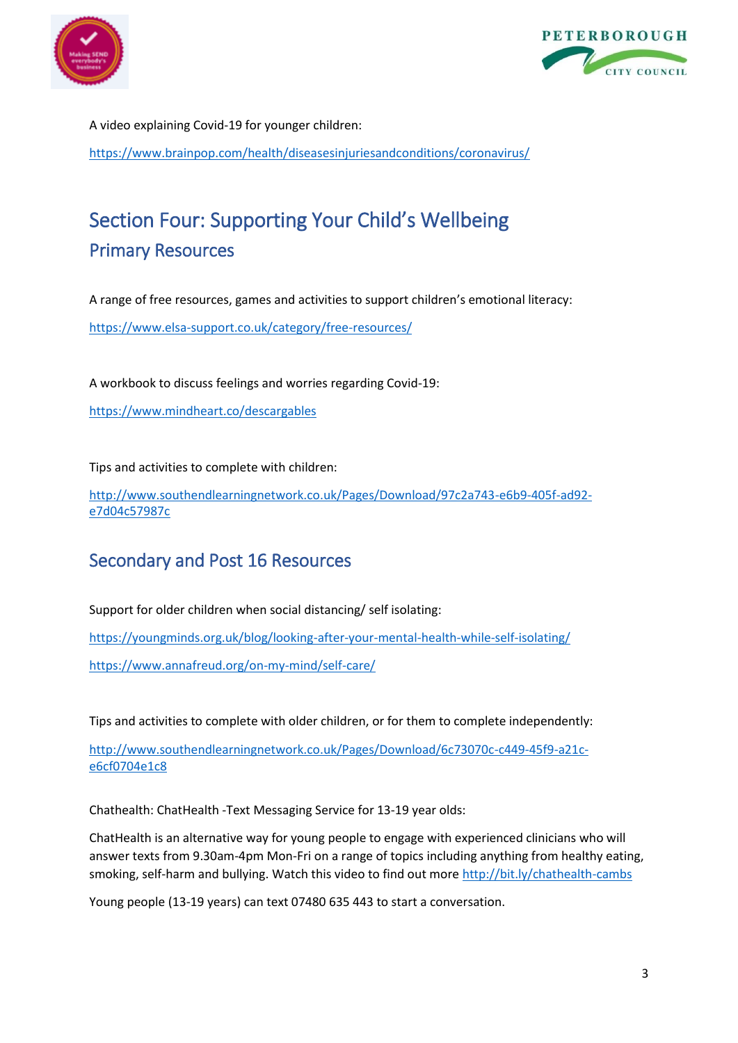A video explaining Covid-19 for younger children:

https://www.brainpop.com/health/diseasesinjuriesandconditions/coronavirus/

# Section Four: Supporting Your Child's Wellbeing

## Primary Resources

A range of free resources, games and activities to support children's emotional literacy:

https://www.elsa-support.co.uk/category/free-resources/

A workbook to discuss feelings and worries regarding Covid-19:

https://www.mindheart.co/descargables

Tips and activities to complete with children:

http://www.southendlearningnetwork.co.uk/Pages/Download/97c2a743-e6b9-405f-ad92-e7d04c57987c

## Secondary and Post 16 Resources

Support for older children when social distancing/ self isolating:

https://youngminds.org.uk/blog/looking-after-your-mental-health-while-self-isolating/

https://www.annafreud.org/on-my-mind/self-care/

Tips and activities to complete with older children, or for them to complete independently:

http://www.southendlearningnetwork.co.uk/Pages/Download/6c73070c-c449-45f9-a21c-e6cf0704e1c8

Chathealth: ChatHealth -Text Messaging Service for 13-19 year olds:

ChatHealth is an alternative way for young people to engage with experienced clinicians who will answer texts from 9.30am-4pm Mon-Fri on a range of topics including anything from healthy eating, smoking, self-harm and bullying. Watch this video to find out more http://bit.ly/chathealth-cambs

Young people (13-19 years) can text 07480 635 443 to start a conversation.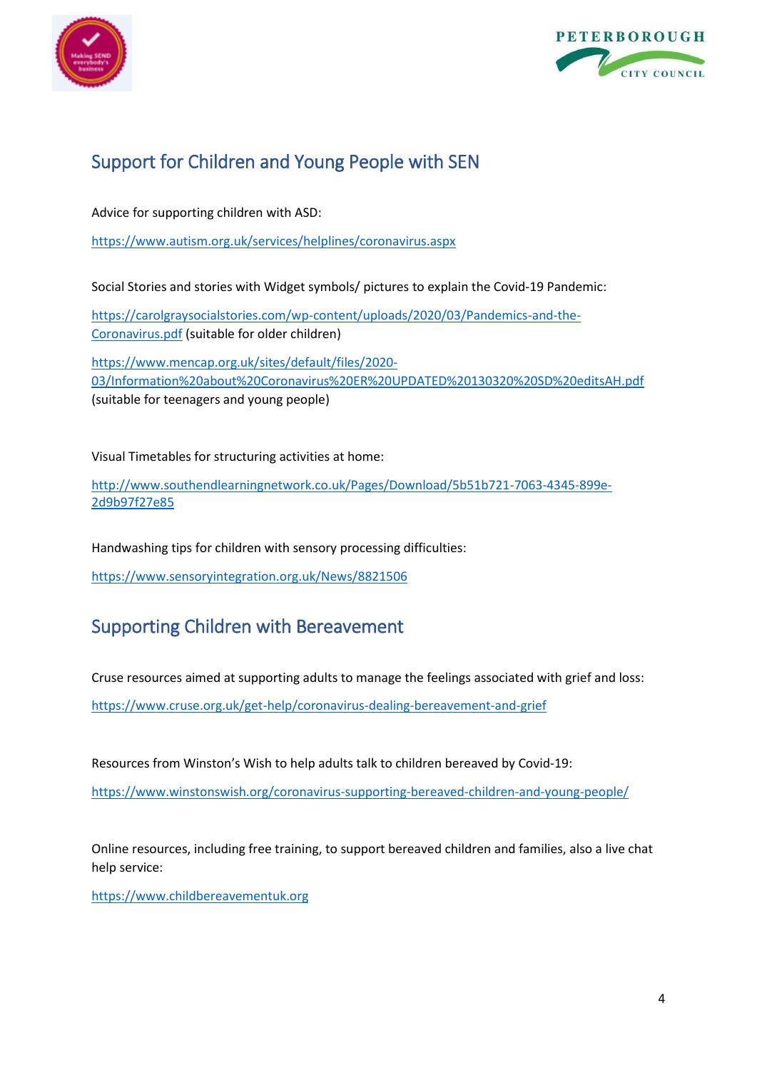## Support for Children and Young People with SEN

Advice for supporting children with ASD:

https://www.autism.org.uk/services/helplines/coronavirus.aspx

Social Stories and stories with Widget symbols/ pictures to explain the Covid-19 Pandemic:

https://carolgraysocialstories.com/wp-content/uploads/2020/03/Pandemics-and-the-Coronavirus.pdf (suitable for older children)

https://www.mencap.org.uk/sites/default/files/2020-03/Information%20about%20Coronavirus%20ER%20UPDATED%20130320%20SD%20editsAH.pdf (suitable for teenagers and young people)

Visual Timetables for structuring activities at home:

http://www.southendlearningnetwork.co.uk/Pages/Download/5b51b721-7063-4345-899e-2d9b97f27e85

Handwashing tips for children with sensory processing difficulties:

https://www.sensoryintegration.org.uk/News/8821506

## Supporting Children with Bereavement

Cruse resources aimed at supporting adults to manage the feelings associated with grief and loss:

https://www.cruse.org.uk/get-help/coronavirus-dealing-bereavement-and-grief

Resources from Winston's Wish to help adults talk to children bereaved by Covid-19:

https://www.winstonswish.org/coronavirus-supporting-bereaved-children-and-young-people/

Online resources, including free training, to support bereaved children and families, also a live chat help service:

https://www.childbereavementuk.org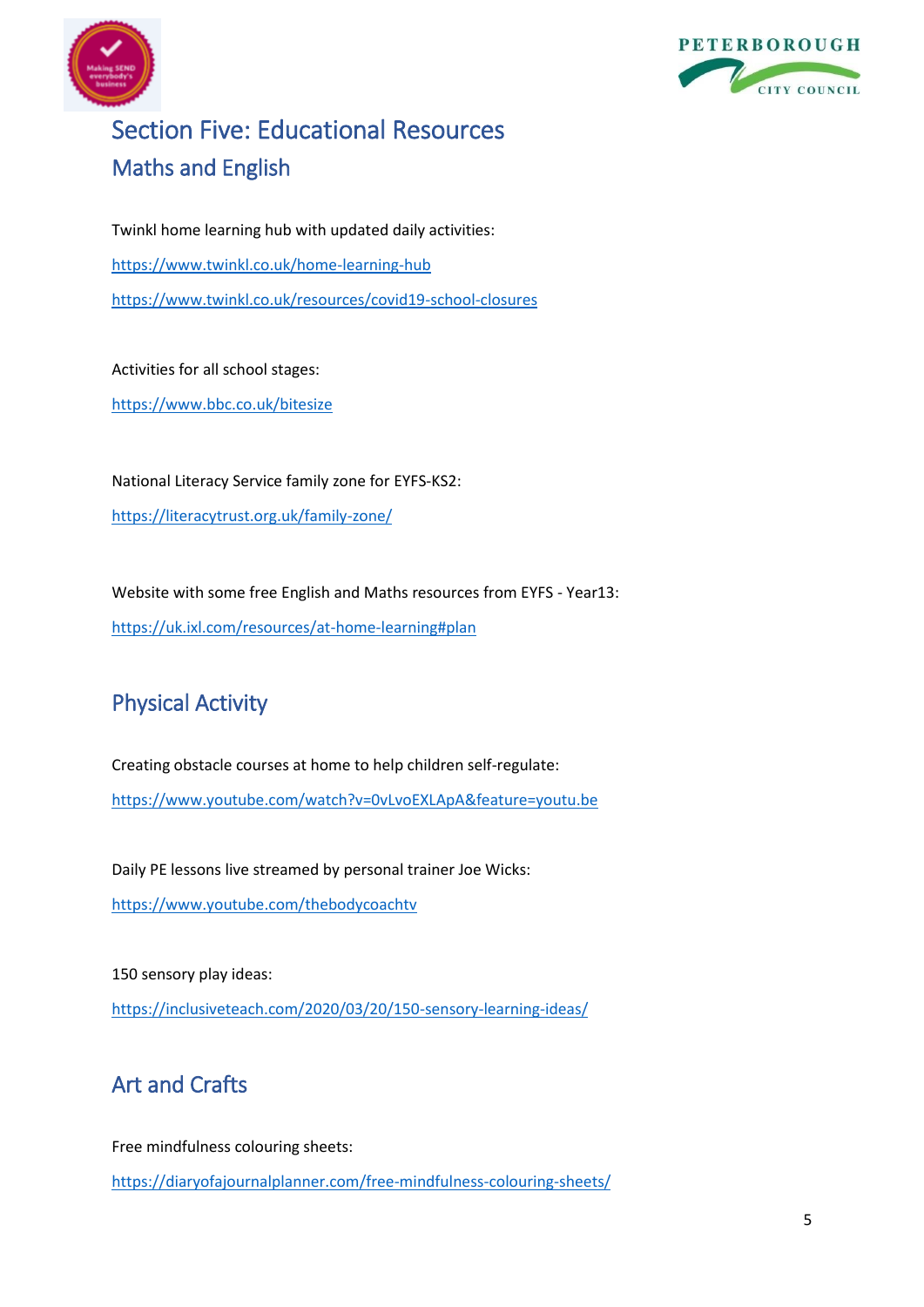# Section Five: Educational Resources

## Maths and English

Twinkl home learning hub with updated daily activities:

https://www.twinkl.co.uk/home-learning-hub

https://www.twinkl.co.uk/resources/covid19-school-closures

Activities for all school stages:

https://www.bbc.co.uk/bitesize

National Literacy Service family zone for EYFS-KS2:

https://literacytrust.org.uk/family-zone/

Website with some free English and Maths resources from EYFS - Year13:

https://uk.ixl.com/resources/at-home-learning#plan

## Physical Activity

Creating obstacle courses at home to help children self-regulate:

https://www.youtube.com/watch?v=0vLvoEXLApA&feature=youtu.be

Daily PE lessons live streamed by personal trainer Joe Wicks:

https://www.youtube.com/thebodycoachtv

150 sensory play ideas:

https://inclusiveteach.com/2020/03/20/150-sensory-learning-ideas/

## Art and Crafts

Free mindfulness colouring sheets:

https://diaryofajournalplanner.com/free-mindfulness-colouring-sheets/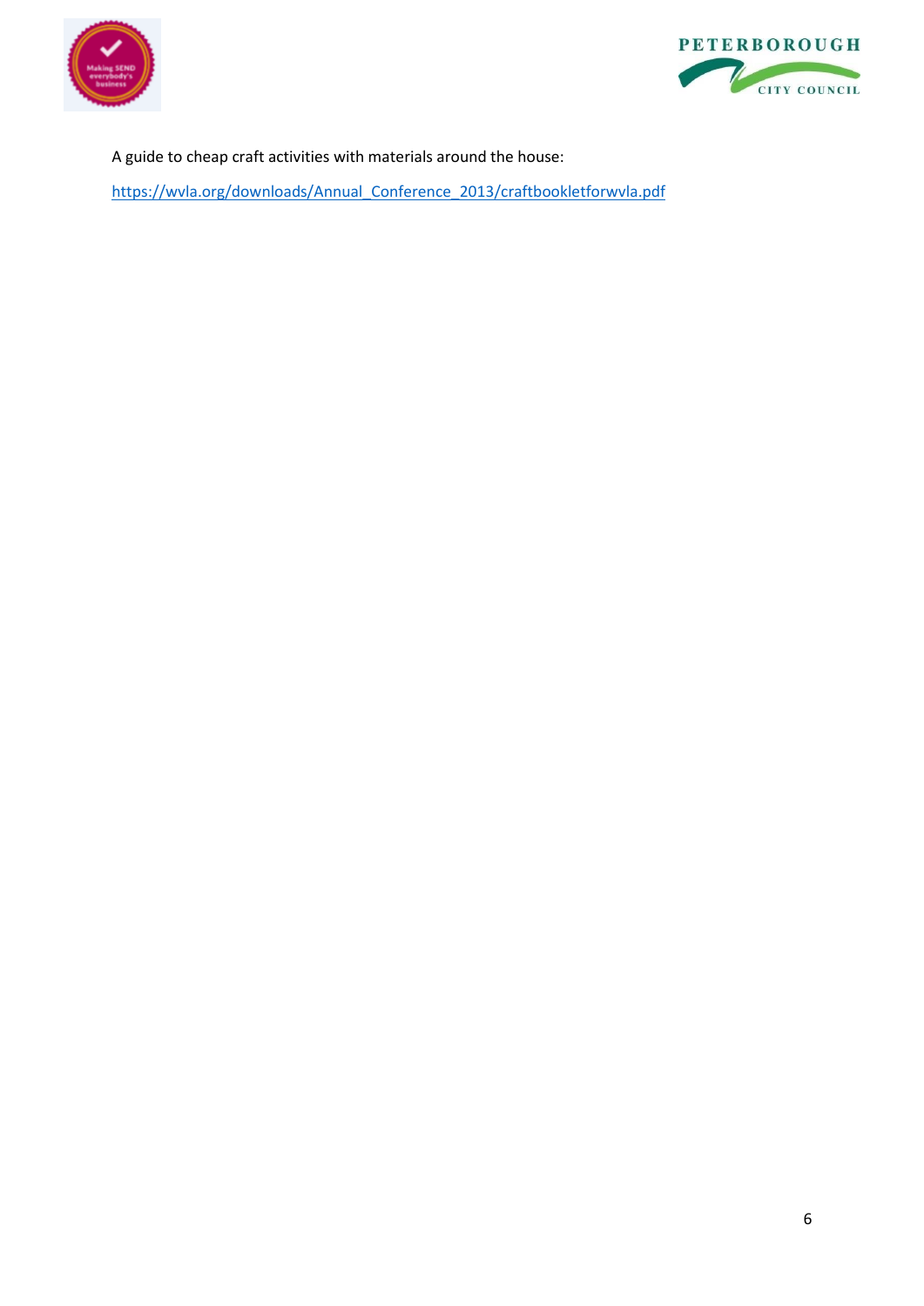A guide to cheap craft activities with materials around the house:

https://wvla.org/downloads/Annual_Conference_2013/craftbookletforwvla.pdf